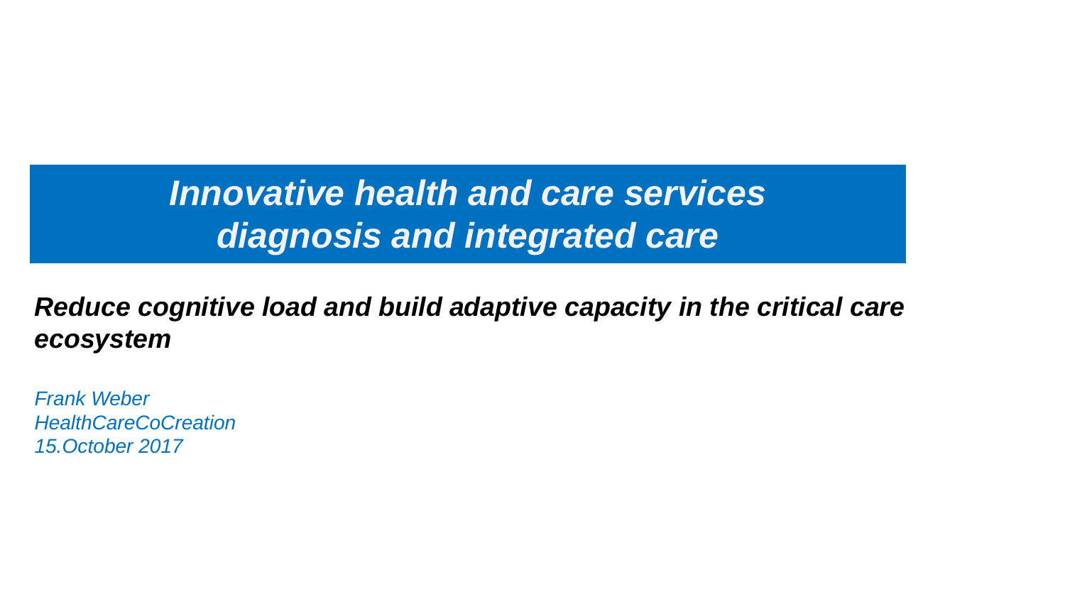# *Innovative health and care services diagnosis and integrated care*

***Reduce cognitive load and build adaptive capacity in the critical care ecosystem***

*Frank Weber*
*HealthCareCoCreation*
*15.October 2017*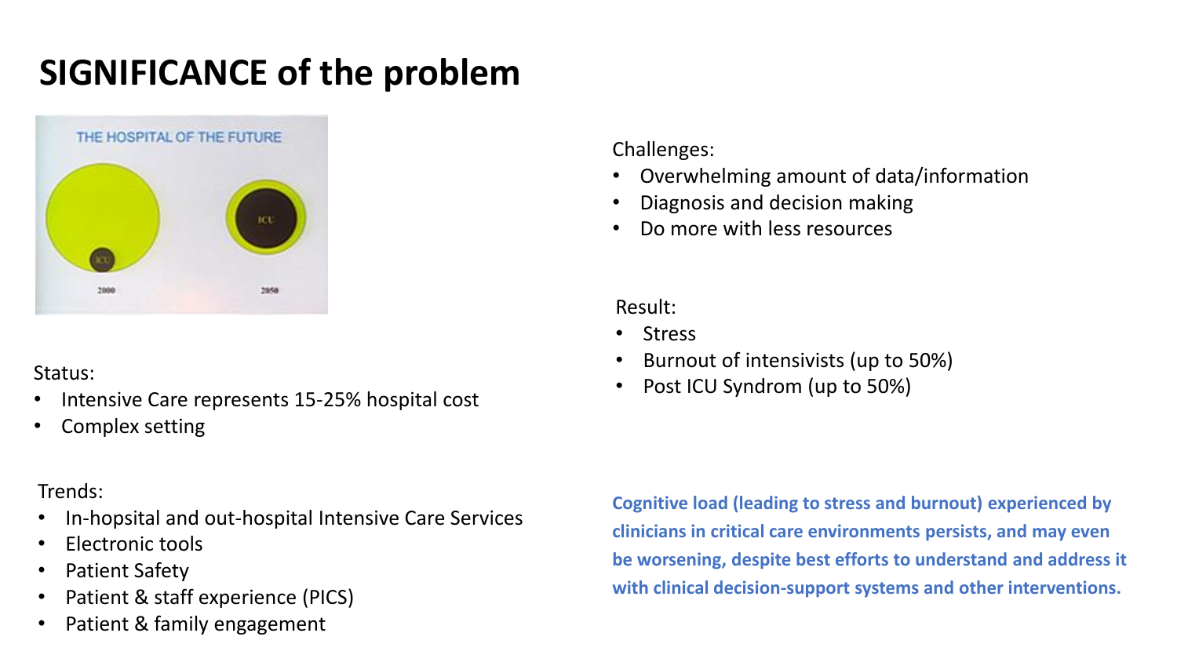# SIGNIFICANCE of the problem

THE HOSPITAL OF THE FUTURE

ICU

2000

ICU

2050

Status:

- Intensive Care represents 15-25% hospital cost
- Complex setting

Trends:

- In-hopsital and out-hospital Intensive Care Services
- Electronic tools
- Patient Safety
- Patient & staff experience (PICS)
- Patient & family engagement

Challenges:

- Overwhelming amount of data/information
- Diagnosis and decision making
- Do more with less resources

Result:

- Stress
- Burnout of intensivists (up to 50%)
- Post ICU Syndrom (up to 50%)

**Cognitive load (leading to stress and burnout) experienced by clinicians in critical care environments persists, and may even be worsening, despite best efforts to understand and address it with clinical decision-support systems and other interventions.**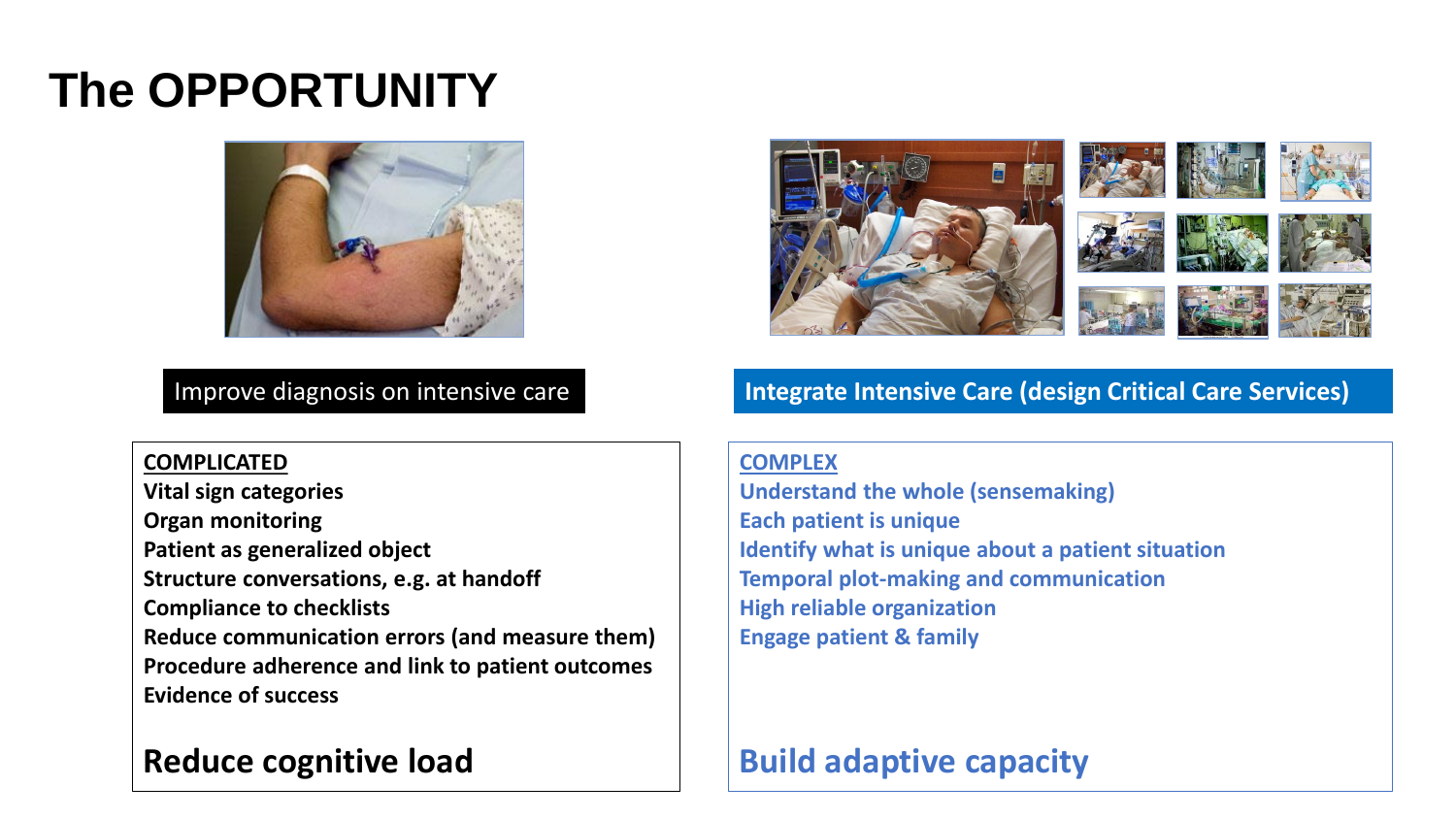# The OPPORTUNITY

Improve diagnosis on intensive care

**COMPLICATED**

**Vital sign categories**
**Organ monitoring**
**Patient as generalized object**
**Structure conversations, e.g. at handoff**
**Compliance to checklists**
**Reduce communication errors (and measure them)**
**Procedure adherence and link to patient outcomes**
**Evidence of success**

## Reduce cognitive load

**Integrate Intensive Care (design Critical Care Services)**

**COMPLEX**

**Understand the whole (sensemaking)**
**Each patient is unique**
**Identify what is unique about a patient situation**
**Temporal plot-making and communication**
**High reliable organization**
**Engage patient & family**

## Build adaptive capacity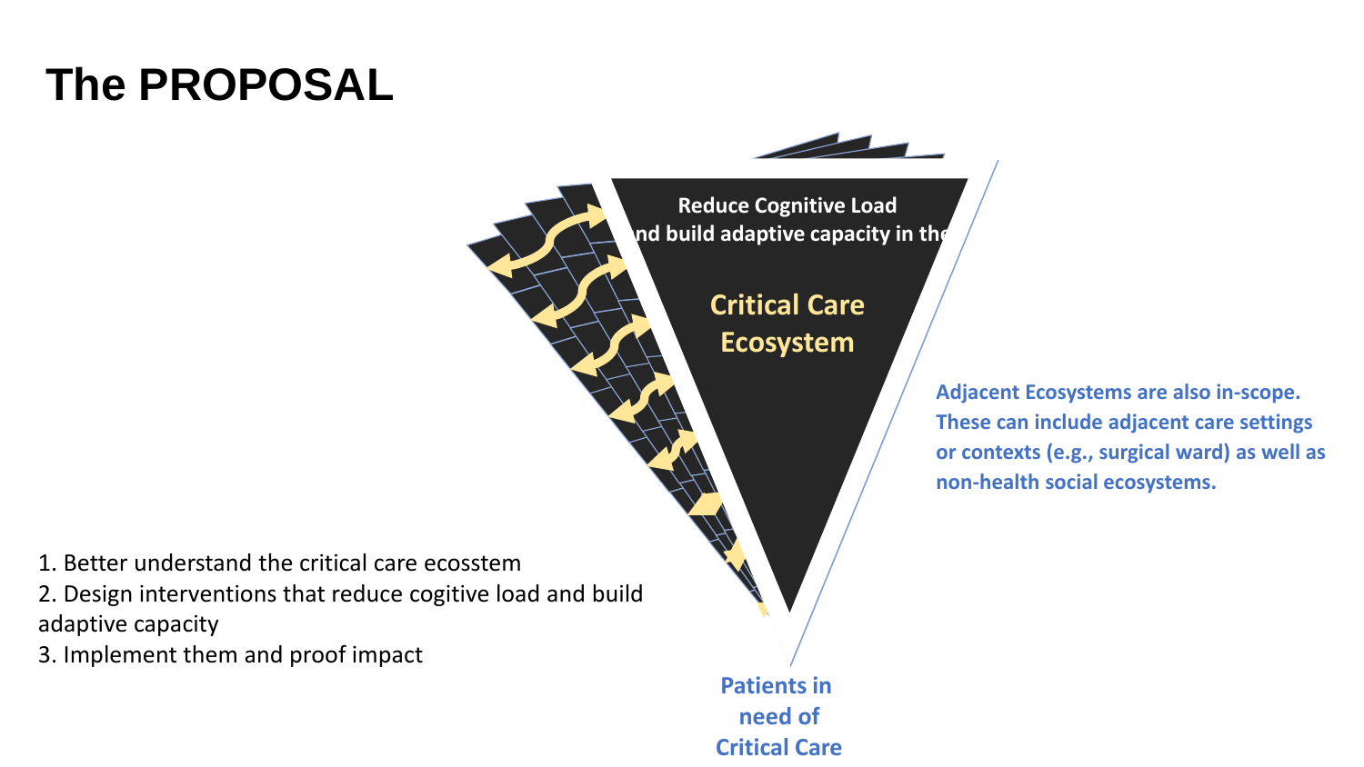# The PROPOSAL

Reduce Cognitive Load
nd build adaptive capacity in the

Critical Care
Ecosystem

Adjacent Ecosystems are also in-scope. These can include adjacent care settings or contexts (e.g., surgical ward) as well as non-health social ecosystems.

Patients in need of Critical Care

1. Better understand the critical care ecosstem
2. Design interventions that reduce cogitive load and build adaptive capacity
3. Implement them and proof impact